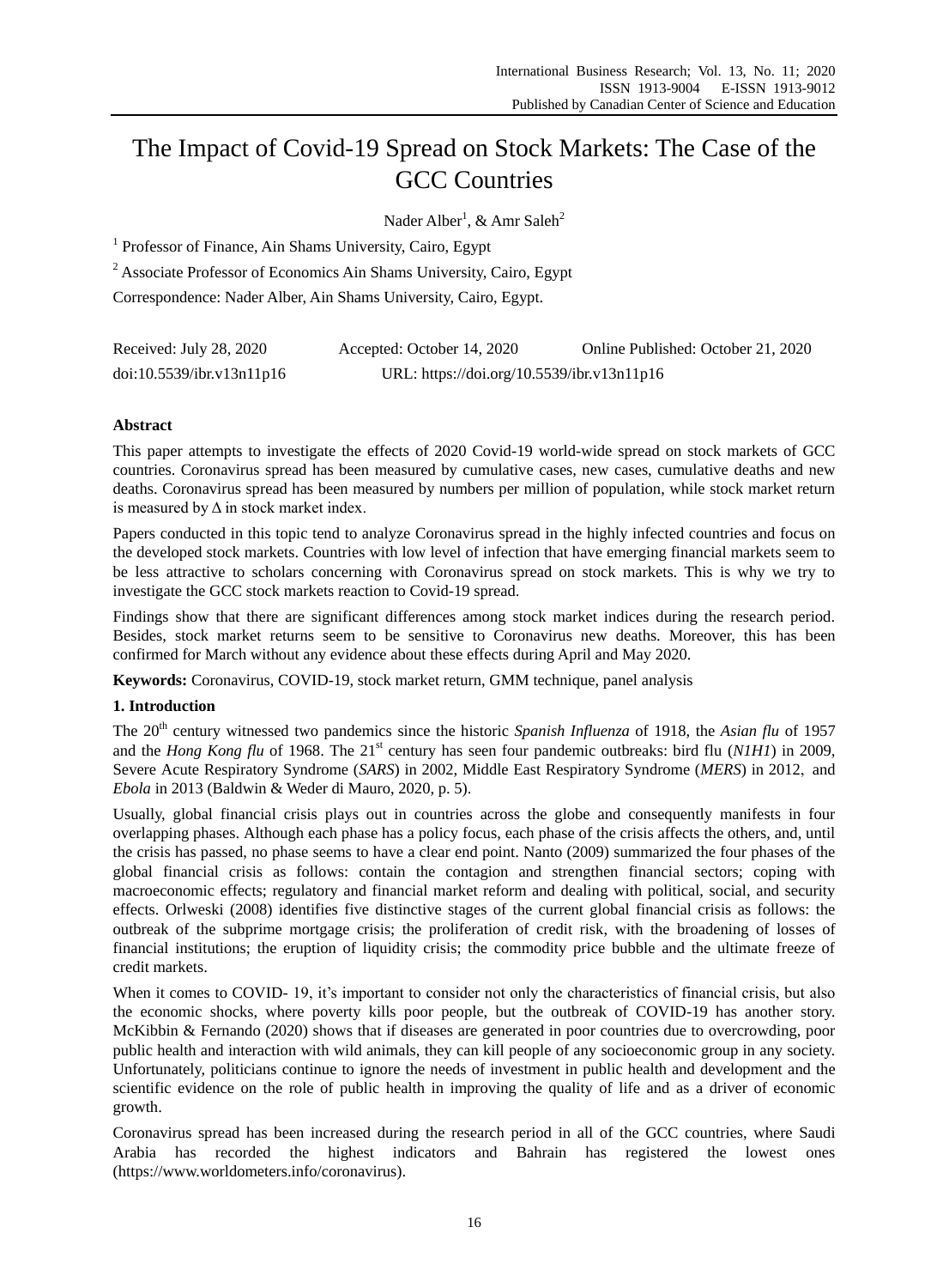# The Impact of Covid-19 Spread on Stock Markets: The Case of the GCC Countries

Nader Alber[1], & Amr Saleh[2]

[1] Professor of Finance, Ain Shams University, Cairo, Egypt

[2] Associate Professor of Economics Ain Shams University, Cairo, Egypt

Correspondence: Nader Alber, Ain Shams University, Cairo, Egypt.

Received: July 28, 2020 Accepted: October 14, 2020 Online Published: October 21, 2020

doi:10.5539/ibr.v13n11p16 URL: https://doi.org/10.5539/ibr.v13n11p16

## Abstract

This paper attempts to investigate the effects of 2020 Covid-19 world-wide spread on stock markets of GCC countries. Coronavirus spread has been measured by cumulative cases, new cases, cumulative deaths and new deaths. Coronavirus spread has been measured by numbers per million of population, while stock market return is measured by $\Delta$ in stock market index.

Papers conducted in this topic tend to analyze Coronavirus spread in the highly infected countries and focus on the developed stock markets. Countries with low level of infection that have emerging financial markets seem to be less attractive to scholars concerning with Coronavirus spread on stock markets. This is why we try to investigate the GCC stock markets reaction to Covid-19 spread.

Findings show that there are significant differences among stock market indices during the research period. Besides, stock market returns seem to be sensitive to Coronavirus new deaths. Moreover, this has been confirmed for March without any evidence about these effects during April and May 2020.

**Keywords:** Coronavirus, COVID-19, stock market return, GMM technique, panel analysis

## 1. Introduction

The 20th century witnessed two pandemics since the historic *Spanish Influenza* of 1918, the *Asian flu* of 1957 and the *Hong Kong flu* of 1968. The 21st century has seen four pandemic outbreaks: bird flu (*N1H1*) in 2009, Severe Acute Respiratory Syndrome (*SARS*) in 2002, Middle East Respiratory Syndrome (*MERS*) in 2012, and *Ebola* in 2013 (Baldwin & Weder di Mauro, 2020, p. 5).

Usually, global financial crisis plays out in countries across the globe and consequently manifests in four overlapping phases. Although each phase has a policy focus, each phase of the crisis affects the others, and, until the crisis has passed, no phase seems to have a clear end point. Nanto (2009) summarized the four phases of the global financial crisis as follows: contain the contagion and strengthen financial sectors; coping with macroeconomic effects; regulatory and financial market reform and dealing with political, social, and security effects. Orlweski (2008) identifies five distinctive stages of the current global financial crisis as follows: the outbreak of the subprime mortgage crisis; the proliferation of credit risk, with the broadening of losses of financial institutions; the eruption of liquidity crisis; the commodity price bubble and the ultimate freeze of credit markets.

When it comes to COVID- 19, it's important to consider not only the characteristics of financial crisis, but also the economic shocks, where poverty kills poor people, but the outbreak of COVID-19 has another story. McKibbin & Fernando (2020) shows that if diseases are generated in poor countries due to overcrowding, poor public health and interaction with wild animals, they can kill people of any socioeconomic group in any society. Unfortunately, politicians continue to ignore the needs of investment in public health and development and the scientific evidence on the role of public health in improving the quality of life and as a driver of economic growth.

Coronavirus spread has been increased during the research period in all of the GCC countries, where Saudi Arabia has recorded the highest indicators and Bahrain has registered the lowest ones (https://www.worldometers.info/coronavirus).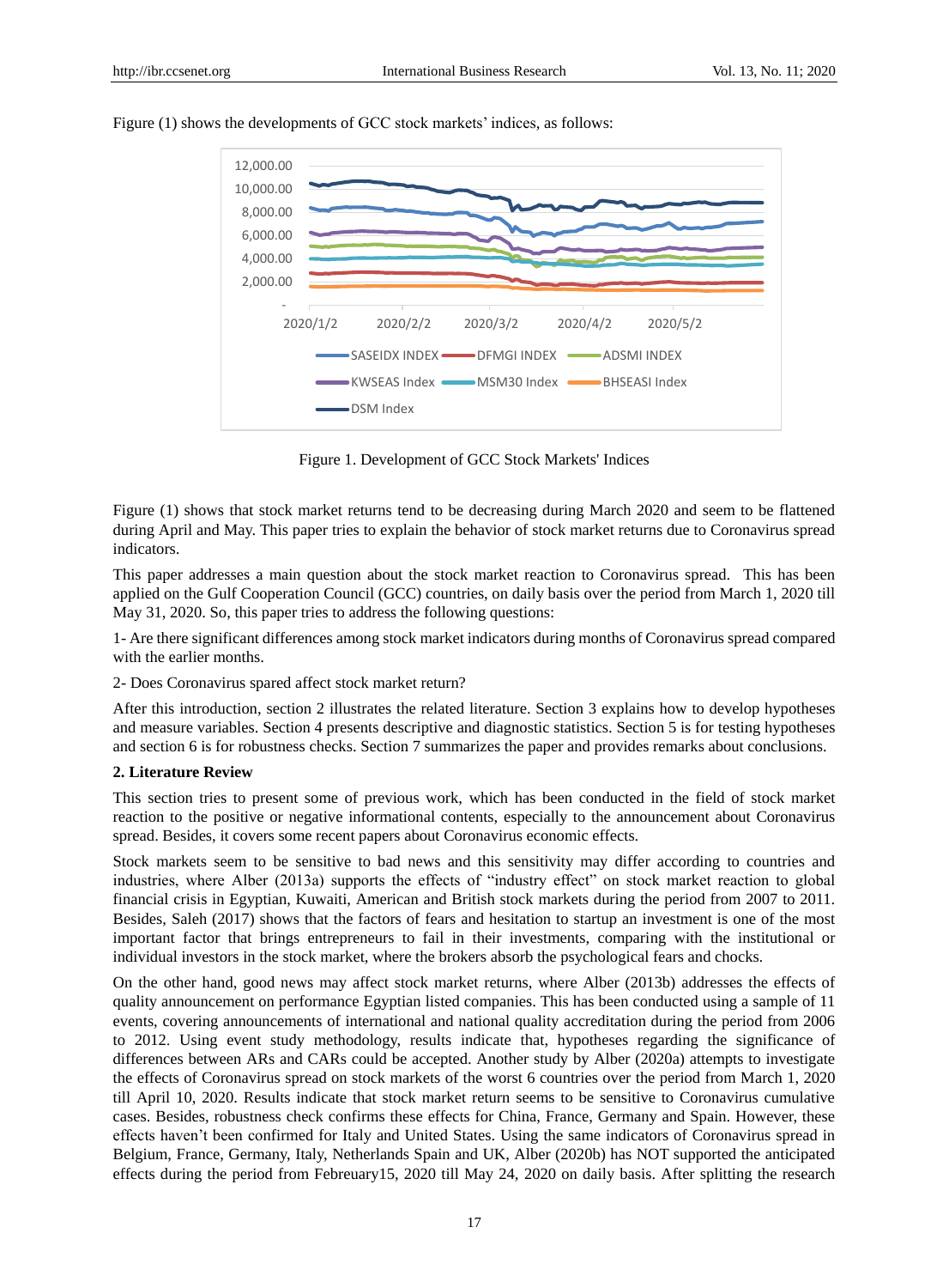Figure (1) shows the developments of GCC stock markets' indices, as follows:

Figure 1. Development of GCC Stock Markets' Indices

Figure (1) shows that stock market returns tend to be decreasing during March 2020 and seem to be flattened during April and May. This paper tries to explain the behavior of stock market returns due to Coronavirus spread indicators.

This paper addresses a main question about the stock market reaction to Coronavirus spread. This has been applied on the Gulf Cooperation Council (GCC) countries, on daily basis over the period from March 1, 2020 till May 31, 2020. So, this paper tries to address the following questions:

1- Are there significant differences among stock market indicators during months of Coronavirus spread compared with the earlier months.

2- Does Coronavirus spared affect stock market return?

After this introduction, section 2 illustrates the related literature. Section 3 explains how to develop hypotheses and measure variables. Section 4 presents descriptive and diagnostic statistics. Section 5 is for testing hypotheses and section 6 is for robustness checks. Section 7 summarizes the paper and provides remarks about conclusions.

## 2. Literature Review

This section tries to present some of previous work, which has been conducted in the field of stock market reaction to the positive or negative informational contents, especially to the announcement about Coronavirus spread. Besides, it covers some recent papers about Coronavirus economic effects.

Stock markets seem to be sensitive to bad news and this sensitivity may differ according to countries and industries, where Alber (2013a) supports the effects of "industry effect" on stock market reaction to global financial crisis in Egyptian, Kuwaiti, American and British stock markets during the period from 2007 to 2011. Besides, Saleh (2017) shows that the factors of fears and hesitation to startup an investment is one of the most important factor that brings entrepreneurs to fail in their investments, comparing with the institutional or individual investors in the stock market, where the brokers absorb the psychological fears and chocks.

On the other hand, good news may affect stock market returns, where Alber (2013b) addresses the effects of quality announcement on performance Egyptian listed companies. This has been conducted using a sample of 11 events, covering announcements of international and national quality accreditation during the period from 2006 to 2012. Using event study methodology, results indicate that, hypotheses regarding the significance of differences between ARs and CARs could be accepted. Another study by Alber (2020a) attempts to investigate the effects of Coronavirus spread on stock markets of the worst 6 countries over the period from March 1, 2020 till April 10, 2020. Results indicate that stock market return seems to be sensitive to Coronavirus cumulative cases. Besides, robustness check confirms these effects for China, France, Germany and Spain. However, these effects haven't been confirmed for Italy and United States. Using the same indicators of Coronavirus spread in Belgium, France, Germany, Italy, Netherlands Spain and UK, Alber (2020b) has NOT supported the anticipated effects during the period from Febreuary15, 2020 till May 24, 2020 on daily basis. After splitting the research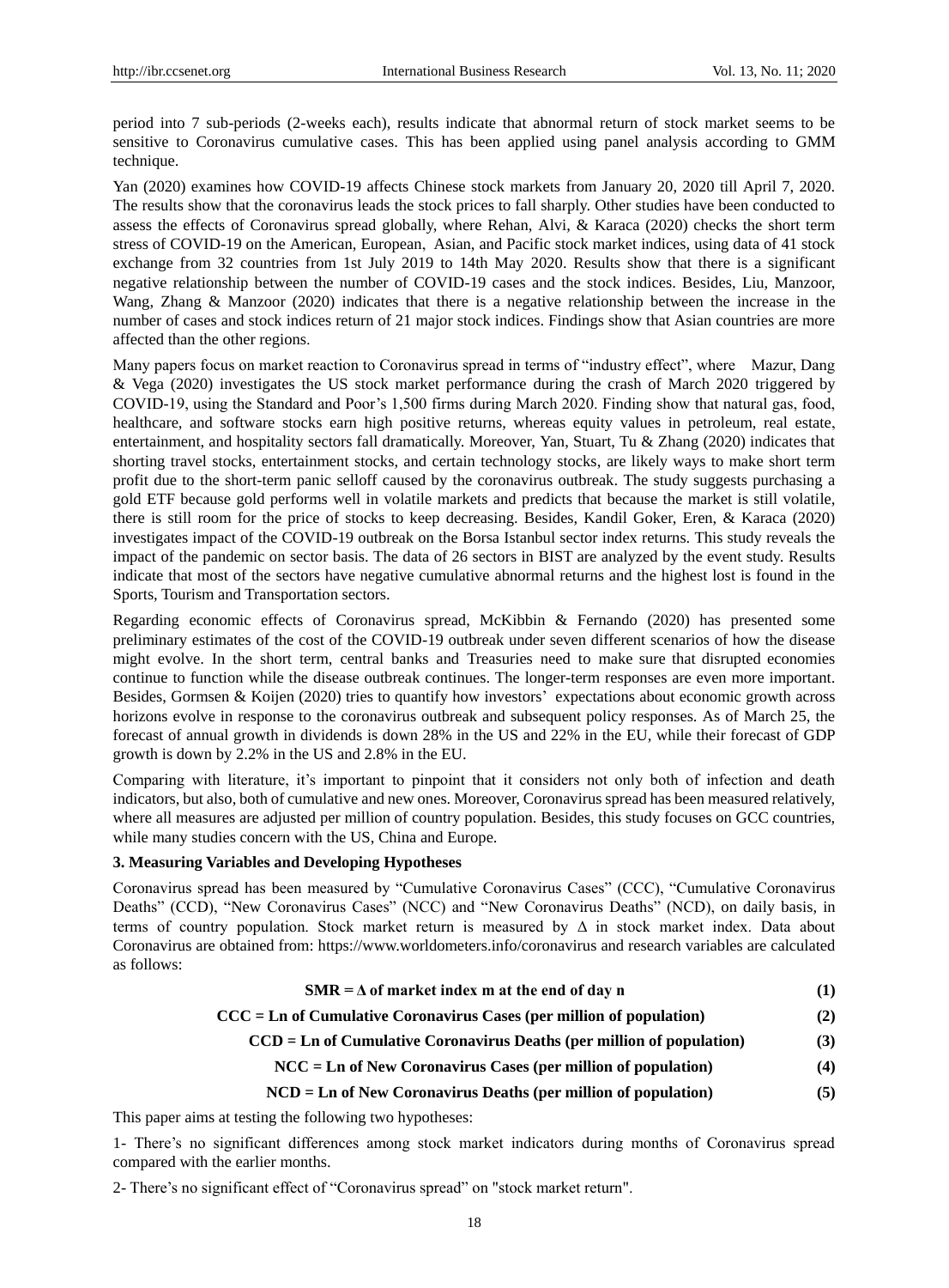period into 7 sub-periods (2-weeks each), results indicate that abnormal return of stock market seems to be sensitive to Coronavirus cumulative cases. This has been applied using panel analysis according to GMM technique.

Yan (2020) examines how COVID-19 affects Chinese stock markets from January 20, 2020 till April 7, 2020. The results show that the coronavirus leads the stock prices to fall sharply. Other studies have been conducted to assess the effects of Coronavirus spread globally, where Rehan, Alvi, & Karaca (2020) checks the short term stress of COVID-19 on the American, European, Asian, and Pacific stock market indices, using data of 41 stock exchange from 32 countries from 1st July 2019 to 14th May 2020. Results show that there is a significant negative relationship between the number of COVID-19 cases and the stock indices. Besides, Liu, Manzoor, Wang, Zhang & Manzoor (2020) indicates that there is a negative relationship between the increase in the number of cases and stock indices return of 21 major stock indices. Findings show that Asian countries are more affected than the other regions.

Many papers focus on market reaction to Coronavirus spread in terms of "industry effect", where Mazur, Dang & Vega (2020) investigates the US stock market performance during the crash of March 2020 triggered by COVID-19, using the Standard and Poor's 1,500 firms during March 2020. Finding show that natural gas, food, healthcare, and software stocks earn high positive returns, whereas equity values in petroleum, real estate, entertainment, and hospitality sectors fall dramatically. Moreover, Yan, Stuart, Tu & Zhang (2020) indicates that shorting travel stocks, entertainment stocks, and certain technology stocks, are likely ways to make short term profit due to the short-term panic selloff caused by the coronavirus outbreak. The study suggests purchasing a gold ETF because gold performs well in volatile markets and predicts that because the market is still volatile, there is still room for the price of stocks to keep decreasing. Besides, Kandil Goker, Eren, & Karaca (2020) investigates impact of the COVID-19 outbreak on the Borsa Istanbul sector index returns. This study reveals the impact of the pandemic on sector basis. The data of 26 sectors in BIST are analyzed by the event study. Results indicate that most of the sectors have negative cumulative abnormal returns and the highest lost is found in the Sports, Tourism and Transportation sectors.

Regarding economic effects of Coronavirus spread, McKibbin & Fernando (2020) has presented some preliminary estimates of the cost of the COVID-19 outbreak under seven different scenarios of how the disease might evolve. In the short term, central banks and Treasuries need to make sure that disrupted economies continue to function while the disease outbreak continues. The longer-term responses are even more important. Besides, Gormsen & Koijen (2020) tries to quantify how investors' expectations about economic growth across horizons evolve in response to the coronavirus outbreak and subsequent policy responses. As of March 25, the forecast of annual growth in dividends is down 28% in the US and 22% in the EU, while their forecast of GDP growth is down by 2.2% in the US and 2.8% in the EU.

Comparing with literature, it's important to pinpoint that it considers not only both of infection and death indicators, but also, both of cumulative and new ones. Moreover, Coronavirus spread has been measured relatively, where all measures are adjusted per million of country population. Besides, this study focuses on GCC countries, while many studies concern with the US, China and Europe.

### 3. Measuring Variables and Developing Hypotheses

Coronavirus spread has been measured by "Cumulative Coronavirus Cases" (CCC), "Cumulative Coronavirus Deaths" (CCD), "New Coronavirus Cases" (NCC) and "New Coronavirus Deaths" (NCD), on daily basis, in terms of country population. Stock market return is measured by Δ in stock market index. Data about Coronavirus are obtained from: https://www.worldometers.info/coronavirus and research variables are calculated as follows:

$$\textbf{SMR} = \Delta \textbf{ of market index m at the end of day n} \tag{1}$$

$$\textbf{CCC} = \textbf{Ln of Cumulative Coronavirus Cases (per million of population)} \tag{2}$$

$$\textbf{CCD} = \textbf{Ln of Cumulative Coronavirus Deaths (per million of population)} \tag{3}$$

$$\textbf{NCC} = \textbf{Ln of New Coronavirus Cases (per million of population)} \tag{4}$$

$$\textbf{NCD} = \textbf{Ln of New Coronavirus Deaths (per million of population)} \tag{5}$$

This paper aims at testing the following two hypotheses:

1- There's no significant differences among stock market indicators during months of Coronavirus spread compared with the earlier months.

2- There's no significant effect of "Coronavirus spread" on "stock market return".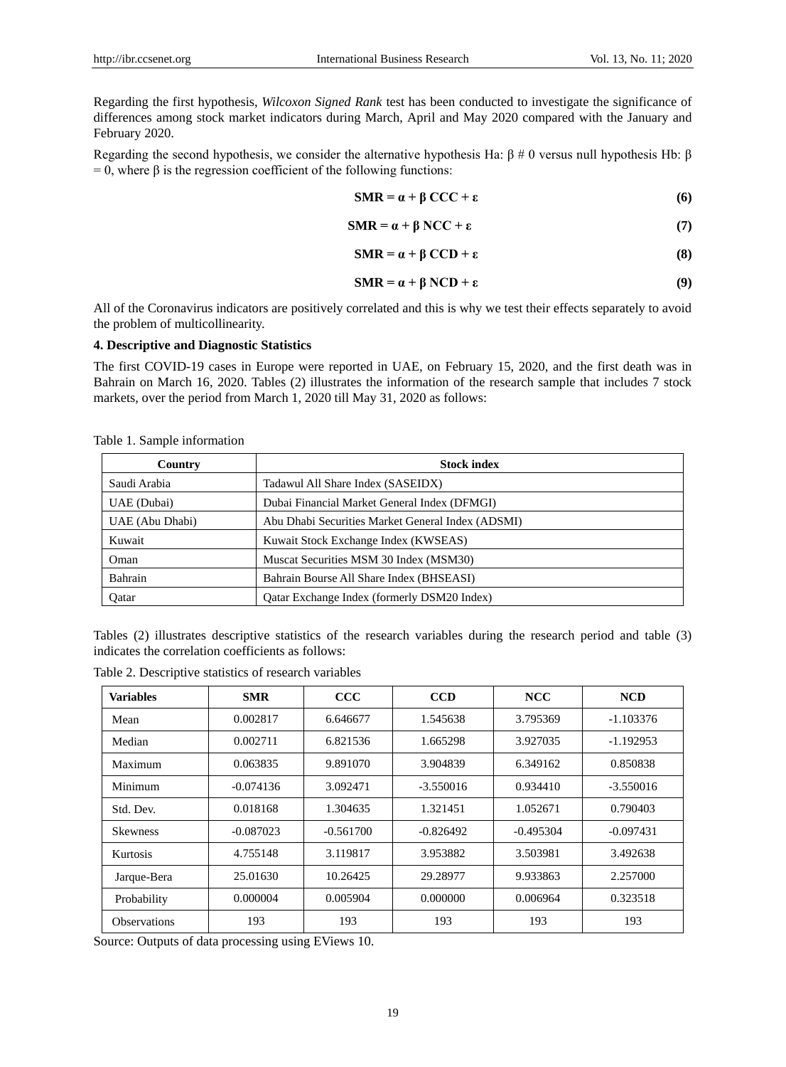Regarding the first hypothesis, *Wilcoxon Signed Rank* test has been conducted to investigate the significance of differences among stock market indicators during March, April and May 2020 compared with the January and February 2020.

Regarding the second hypothesis, we consider the alternative hypothesis Ha: β # 0 versus null hypothesis Hb: β = 0, where β is the regression coefficient of the following functions:

$$\mathbf{SMR = \alpha + \beta\ CCC + \varepsilon} \quad \mathbf{(6)}$$

$$\mathbf{SMR = \alpha + \beta\ NCC + \varepsilon} \quad \mathbf{(7)}$$

$$\mathbf{SMR = \alpha + \beta\ CCD + \varepsilon} \quad \mathbf{(8)}$$

$$\mathbf{SMR = \alpha + \beta\ NCD + \varepsilon} \quad \mathbf{(9)}$$

All of the Coronavirus indicators are positively correlated and this is why we test their effects separately to avoid the problem of multicollinearity.

### 4. Descriptive and Diagnostic Statistics

The first COVID-19 cases in Europe were reported in UAE, on February 15, 2020, and the first death was in Bahrain on March 16, 2020. Tables (2) illustrates the information of the research sample that includes 7 stock markets, over the period from March 1, 2020 till May 31, 2020 as follows:

Table 1. Sample information

| Country | Stock index |
|---|---|
| Saudi Arabia | Tadawul All Share Index (SASEIDX) |
| UAE (Dubai) | Dubai Financial Market General Index (DFMGI) |
| UAE (Abu Dhabi) | Abu Dhabi Securities Market General Index (ADSMI) |
| Kuwait | Kuwait Stock Exchange Index (KWSEAS) |
| Oman | Muscat Securities MSM 30 Index (MSM30) |
| Bahrain | Bahrain Bourse All Share Index (BHSEASI) |
| Qatar | Qatar Exchange Index (formerly DSM20 Index) |

Tables (2) illustrates descriptive statistics of the research variables during the research period and table (3) indicates the correlation coefficients as follows:

Table 2. Descriptive statistics of research variables

| Variables | SMR | CCC | CCD | NCC | NCD |
|---|---|---|---|---|---|
| Mean | 0.002817 | 6.646677 | 1.545638 | 3.795369 | -1.103376 |
| Median | 0.002711 | 6.821536 | 1.665298 | 3.927035 | -1.192953 |
| Maximum | 0.063835 | 9.891070 | 3.904839 | 6.349162 | 0.850838 |
| Minimum | -0.074136 | 3.092471 | -3.550016 | 0.934410 | -3.550016 |
| Std. Dev. | 0.018168 | 1.304635 | 1.321451 | 1.052671 | 0.790403 |
| Skewness | -0.087023 | -0.561700 | -0.826492 | -0.495304 | -0.097431 |
| Kurtosis | 4.755148 | 3.119817 | 3.953882 | 3.503981 | 3.492638 |
| Jarque-Bera | 25.01630 | 10.26425 | 29.28977 | 9.933863 | 2.257000 |
| Probability | 0.000004 | 0.005904 | 0.000000 | 0.006964 | 0.323518 |
| Observations | 193 | 193 | 193 | 193 | 193 |

Source: Outputs of data processing using EViews 10.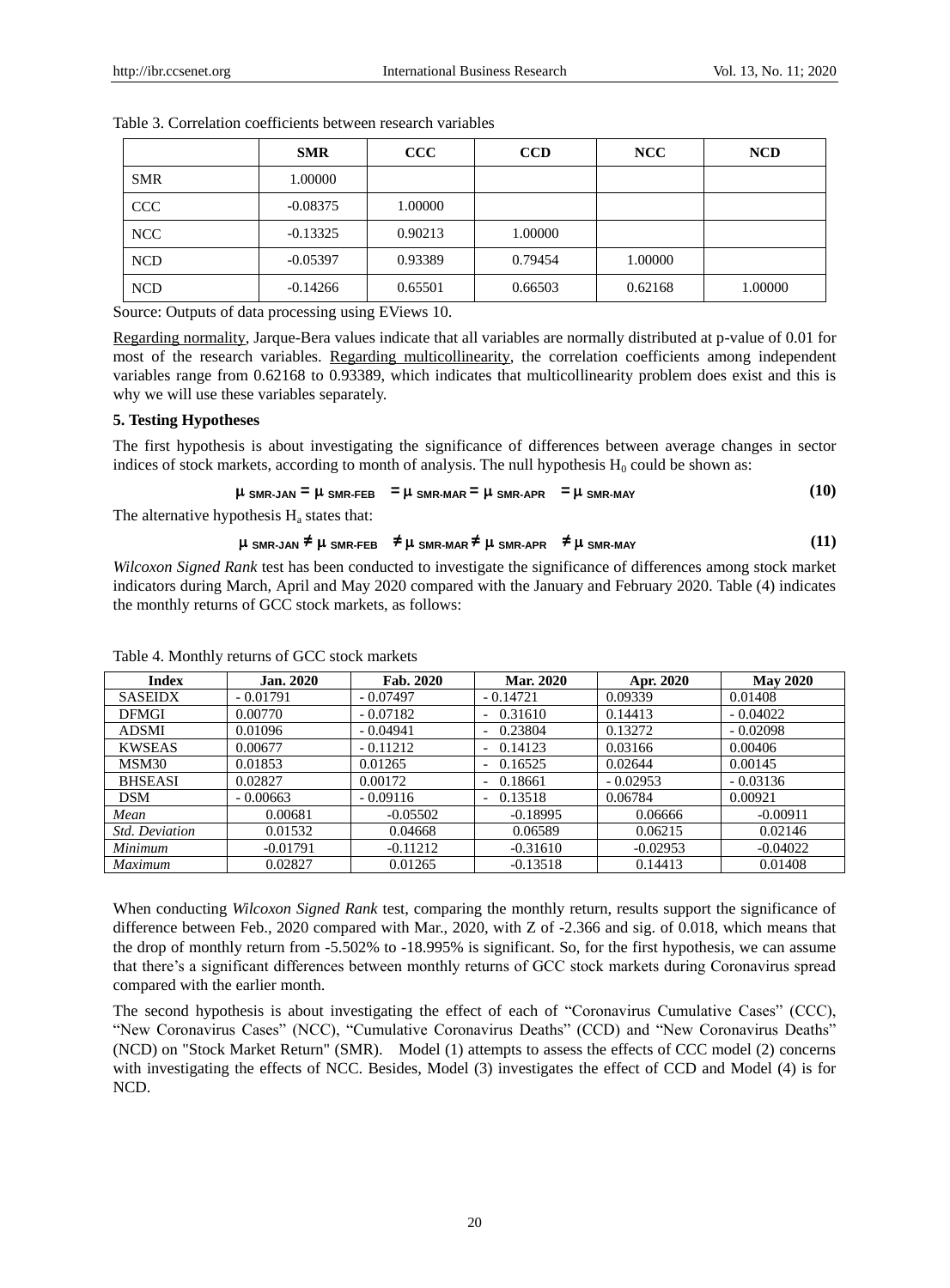Table 3. Correlation coefficients between research variables

| | SMR | CCC | CCD | NCC | NCD |
|---|---|---|---|---|---|
| SMR | 1.00000 | | | | |
| CCC | -0.08375 | 1.00000 | | | |
| NCC | -0.13325 | 0.90213 | 1.00000 | | |
| NCD | -0.05397 | 0.93389 | 0.79454 | 1.00000 | |
| NCD | -0.14266 | 0.65501 | 0.66503 | 0.62168 | 1.00000 |

Source: Outputs of data processing using EViews 10.

Regarding normality, Jarque-Bera values indicate that all variables are normally distributed at p-value of 0.01 for most of the research variables. Regarding multicollinearity, the correlation coefficients among independent variables range from 0.62168 to 0.93389, which indicates that multicollinearity problem does exist and this is why we will use these variables separately.

### 5. Testing Hypotheses

The first hypothesis is about investigating the significance of differences between average changes in sector indices of stock markets, according to month of analysis. The null hypothesis $H_0$ could be shown as:

$$\mu_{SMR\text{-}JAN} = \mu_{SMR\text{-}FEB} = \mu_{SMR\text{-}MAR} = \mu_{SMR\text{-}APR} = \mu_{SMR\text{-}MAY} \tag{10}$$

The alternative hypothesis $H_a$ states that:

$$\mu_{SMR\text{-}JAN} \neq \mu_{SMR\text{-}FEB} \neq \mu_{SMR\text{-}MAR} \neq \mu_{SMR\text{-}APR} \neq \mu_{SMR\text{-}MAY} \tag{11}$$

*Wilcoxon Signed Rank* test has been conducted to investigate the significance of differences among stock market indicators during March, April and May 2020 compared with the January and February 2020. Table (4) indicates the monthly returns of GCC stock markets, as follows:

Table 4. Monthly returns of GCC stock markets

| Index | Jan. 2020 | Fab. 2020 | Mar. 2020 | Apr. 2020 | May 2020 |
|---|---|---|---|---|---|
| SASEIDX | - 0.01791 | - 0.07497 | - 0.14721 | 0.09339 | 0.01408 |
| DFMGI | 0.00770 | - 0.07182 | - 0.31610 | 0.14413 | - 0.04022 |
| ADSMI | 0.01096 | - 0.04941 | - 0.23804 | 0.13272 | - 0.02098 |
| KWSEAS | 0.00677 | - 0.11212 | - 0.14123 | 0.03166 | 0.00406 |
| MSM30 | 0.01853 | 0.01265 | - 0.16525 | 0.02644 | 0.00145 |
| BHSEASI | 0.02827 | 0.00172 | - 0.18661 | - 0.02953 | - 0.03136 |
| DSM | - 0.00663 | - 0.09116 | - 0.13518 | 0.06784 | 0.00921 |
| *Mean* | 0.00681 | -0.05502 | -0.18995 | 0.06666 | -0.00911 |
| *Std. Deviation* | 0.01532 | 0.04668 | 0.06589 | 0.06215 | 0.02146 |
| *Minimum* | -0.01791 | -0.11212 | -0.31610 | -0.02953 | -0.04022 |
| *Maximum* | 0.02827 | 0.01265 | -0.13518 | 0.14413 | 0.01408 |

When conducting *Wilcoxon Signed Rank* test, comparing the monthly return, results support the significance of difference between Feb., 2020 compared with Mar., 2020, with Z of -2.366 and sig. of 0.018, which means that the drop of monthly return from -5.502% to -18.995% is significant. So, for the first hypothesis, we can assume that there's a significant differences between monthly returns of GCC stock markets during Coronavirus spread compared with the earlier month.

The second hypothesis is about investigating the effect of each of "Coronavirus Cumulative Cases" (CCC), "New Coronavirus Cases" (NCC), "Cumulative Coronavirus Deaths" (CCD) and "New Coronavirus Deaths" (NCD) on "Stock Market Return" (SMR). Model (1) attempts to assess the effects of CCC model (2) concerns with investigating the effects of NCC. Besides, Model (3) investigates the effect of CCD and Model (4) is for NCD.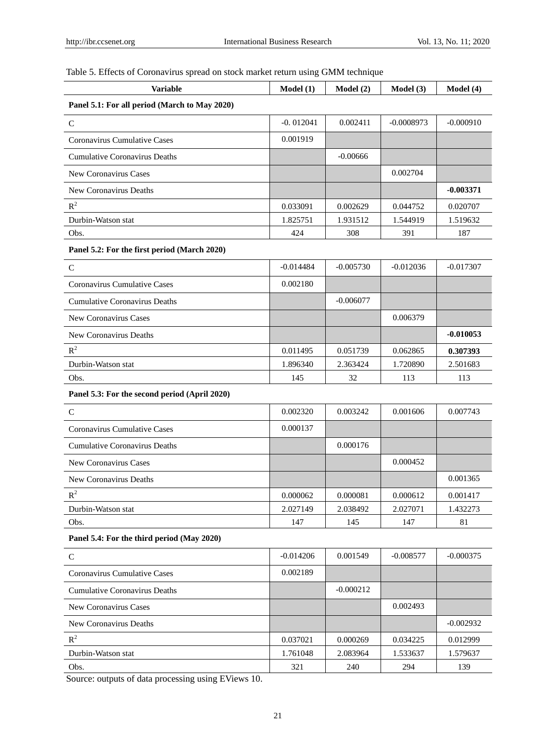Table 5. Effects of Coronavirus spread on stock market return using GMM technique

| Variable | Model (1) | Model (2) | Model (3) | Model (4) |
|---|---|---|---|---|
| **Panel 5.1: For all period (March to May 2020)** | | | | |
| C | -0. 012041 | 0.002411 | -0.0008973 | -0.000910 |
| Coronavirus Cumulative Cases | 0.001919 | | | |
| Cumulative Coronavirus Deaths | | -0.00666 | | |
| New Coronavirus Cases | | | 0.002704 | |
| New Coronavirus Deaths | | | | **-0.003371** |
| $R^2$ | 0.033091 | 0.002629 | 0.044752 | 0.020707 |
| Durbin-Watson stat | 1.825751 | 1.931512 | 1.544919 | 1.519632 |
| Obs. | 424 | 308 | 391 | 187 |
| **Panel 5.2: For the first period (March 2020)** | | | | |
| C | -0.014484 | -0.005730 | -0.012036 | -0.017307 |
| Coronavirus Cumulative Cases | 0.002180 | | | |
| Cumulative Coronavirus Deaths | | -0.006077 | | |
| New Coronavirus Cases | | | 0.006379 | |
| New Coronavirus Deaths | | | | **-0.010053** |
| $R^2$ | 0.011495 | 0.051739 | 0.062865 | **0.307393** |
| Durbin-Watson stat | 1.896340 | 2.363424 | 1.720890 | 2.501683 |
| Obs. | 145 | 32 | 113 | 113 |
| **Panel 5.3: For the second period (April 2020)** | | | | |
| C | 0.002320 | 0.003242 | 0.001606 | 0.007743 |
| Coronavirus Cumulative Cases | 0.000137 | | | |
| Cumulative Coronavirus Deaths | | 0.000176 | | |
| New Coronavirus Cases | | | 0.000452 | |
| New Coronavirus Deaths | | | | 0.001365 |
| $R^2$ | 0.000062 | 0.000081 | 0.000612 | 0.001417 |
| Durbin-Watson stat | 2.027149 | 2.038492 | 2.027071 | 1.432273 |
| Obs. | 147 | 145 | 147 | 81 |
| **Panel 5.4: For the third period (May 2020)** | | | | |
| C | -0.014206 | 0.001549 | -0.008577 | -0.000375 |
| Coronavirus Cumulative Cases | 0.002189 | | | |
| Cumulative Coronavirus Deaths | | -0.000212 | | |
| New Coronavirus Cases | | | 0.002493 | |
| New Coronavirus Deaths | | | | -0.002932 |
| $R^2$ | 0.037021 | 0.000269 | 0.034225 | 0.012999 |
| Durbin-Watson stat | 1.761048 | 2.083964 | 1.533637 | 1.579637 |
| Obs. | 321 | 240 | 294 | 139 |

Source: outputs of data processing using EViews 10.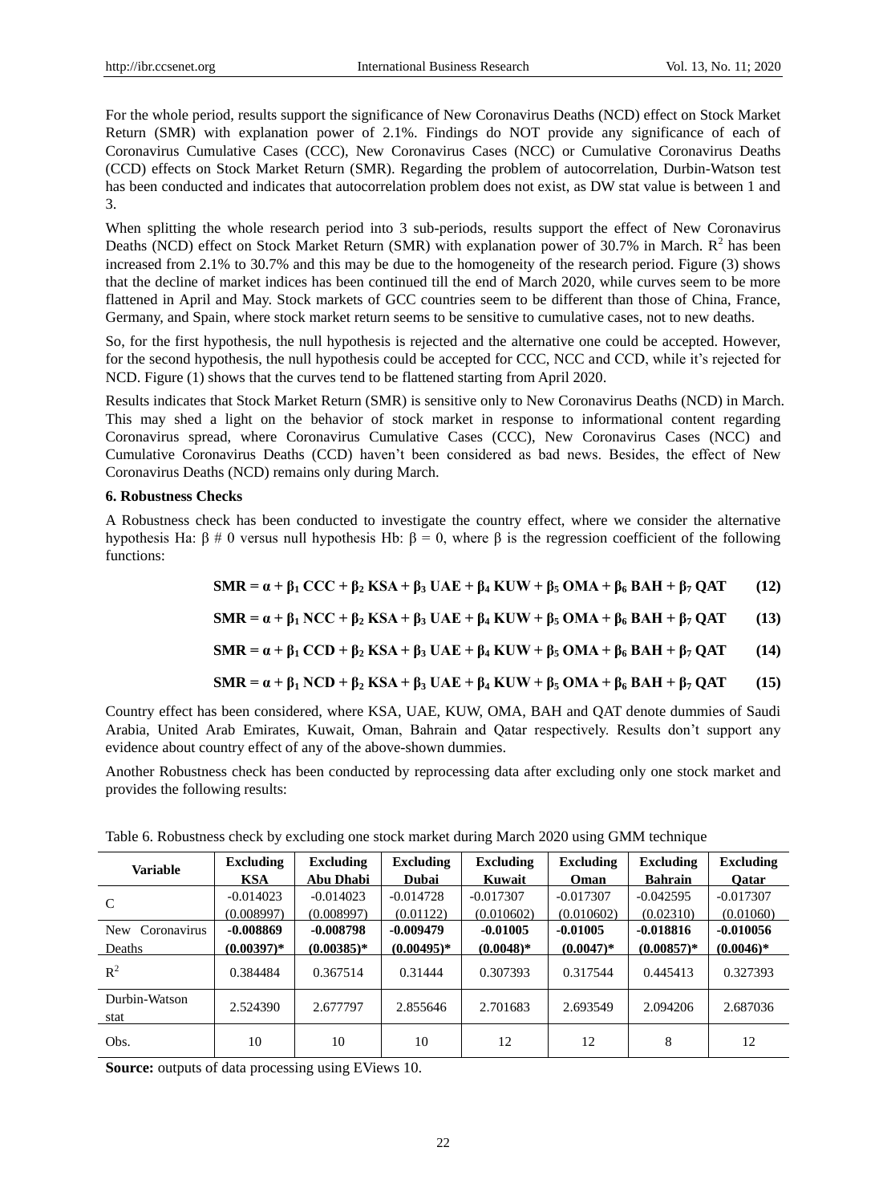For the whole period, results support the significance of New Coronavirus Deaths (NCD) effect on Stock Market Return (SMR) with explanation power of 2.1%. Findings do NOT provide any significance of each of Coronavirus Cumulative Cases (CCC), New Coronavirus Cases (NCC) or Cumulative Coronavirus Deaths (CCD) effects on Stock Market Return (SMR). Regarding the problem of autocorrelation, Durbin-Watson test has been conducted and indicates that autocorrelation problem does not exist, as DW stat value is between 1 and 3.

When splitting the whole research period into 3 sub-periods, results support the effect of New Coronavirus Deaths (NCD) effect on Stock Market Return (SMR) with explanation power of 30.7% in March. $R^2$ has been increased from 2.1% to 30.7% and this may be due to the homogeneity of the research period. Figure (3) shows that the decline of market indices has been continued till the end of March 2020, while curves seem to be more flattened in April and May. Stock markets of GCC countries seem to be different than those of China, France, Germany, and Spain, where stock market return seems to be sensitive to cumulative cases, not to new deaths.

So, for the first hypothesis, the null hypothesis is rejected and the alternative one could be accepted. However, for the second hypothesis, the null hypothesis could be accepted for CCC, NCC and CCD, while it's rejected for NCD. Figure (1) shows that the curves tend to be flattened starting from April 2020.

Results indicates that Stock Market Return (SMR) is sensitive only to New Coronavirus Deaths (NCD) in March. This may shed a light on the behavior of stock market in response to informational content regarding Coronavirus spread, where Coronavirus Cumulative Cases (CCC), New Coronavirus Cases (NCC) and Cumulative Coronavirus Deaths (CCD) haven't been considered as bad news. Besides, the effect of New Coronavirus Deaths (NCD) remains only during March.

**6. Robustness Checks**

A Robustness check has been conducted to investigate the country effect, where we consider the alternative hypothesis Ha: β # 0 versus null hypothesis Hb: β = 0, where β is the regression coefficient of the following functions:

$$\mathbf{SMR = \alpha + \beta_1\, CCC + \beta_2\, KSA + \beta_3\, UAE + \beta_4\, KUW + \beta_5\, OMA + \beta_6\, BAH + \beta_7\, QAT} \qquad (12)$$

$$\mathbf{SMR = \alpha + \beta_1\, NCC + \beta_2\, KSA + \beta_3\, UAE + \beta_4\, KUW + \beta_5\, OMA + \beta_6\, BAH + \beta_7\, QAT} \qquad (13)$$

$$\mathbf{SMR = \alpha + \beta_1\, CCD + \beta_2\, KSA + \beta_3\, UAE + \beta_4\, KUW + \beta_5\, OMA + \beta_6\, BAH + \beta_7\, QAT} \qquad (14)$$

$$\mathbf{SMR = \alpha + \beta_1\, NCD + \beta_2\, KSA + \beta_3\, UAE + \beta_4\, KUW + \beta_5\, OMA + \beta_6\, BAH + \beta_7\, QAT} \qquad (15)$$

Country effect has been considered, where KSA, UAE, KUW, OMA, BAH and QAT denote dummies of Saudi Arabia, United Arab Emirates, Kuwait, Oman, Bahrain and Qatar respectively. Results don't support any evidence about country effect of any of the above-shown dummies.

Another Robustness check has been conducted by reprocessing data after excluding only one stock market and provides the following results:

Table 6. Robustness check by excluding one stock market during March 2020 using GMM technique

| Variable | Excluding KSA | Excluding Abu Dhabi | Excluding Dubai | Excluding Kuwait | Excluding Oman | Excluding Bahrain | Excluding Qatar |
|---|---|---|---|---|---|---|---|
| C | -0.014023 (0.008997) | -0.014023 (0.008997) | -0.014728 (0.01122) | -0.017307 (0.010602) | -0.017307 (0.010602) | -0.042595 (0.02310) | -0.017307 (0.01060) |
| New Coronavirus Deaths | **-0.008869 (0.00397)*** | **-0.008798 (0.00385)*** | **-0.009479 (0.00495)*** | **-0.01005 (0.0048)*** | **-0.01005 (0.0047)*** | **-0.018816 (0.00857)*** | **-0.010056 (0.0046)*** |
| $R^2$ | 0.384484 | 0.367514 | 0.31444 | 0.307393 | 0.317544 | 0.445413 | 0.327393 |
| Durbin-Watson stat | 2.524390 | 2.677797 | 2.855646 | 2.701683 | 2.693549 | 2.094206 | 2.687036 |
| Obs. | 10 | 10 | 10 | 12 | 12 | 8 | 12 |

**Source:** outputs of data processing using EViews 10.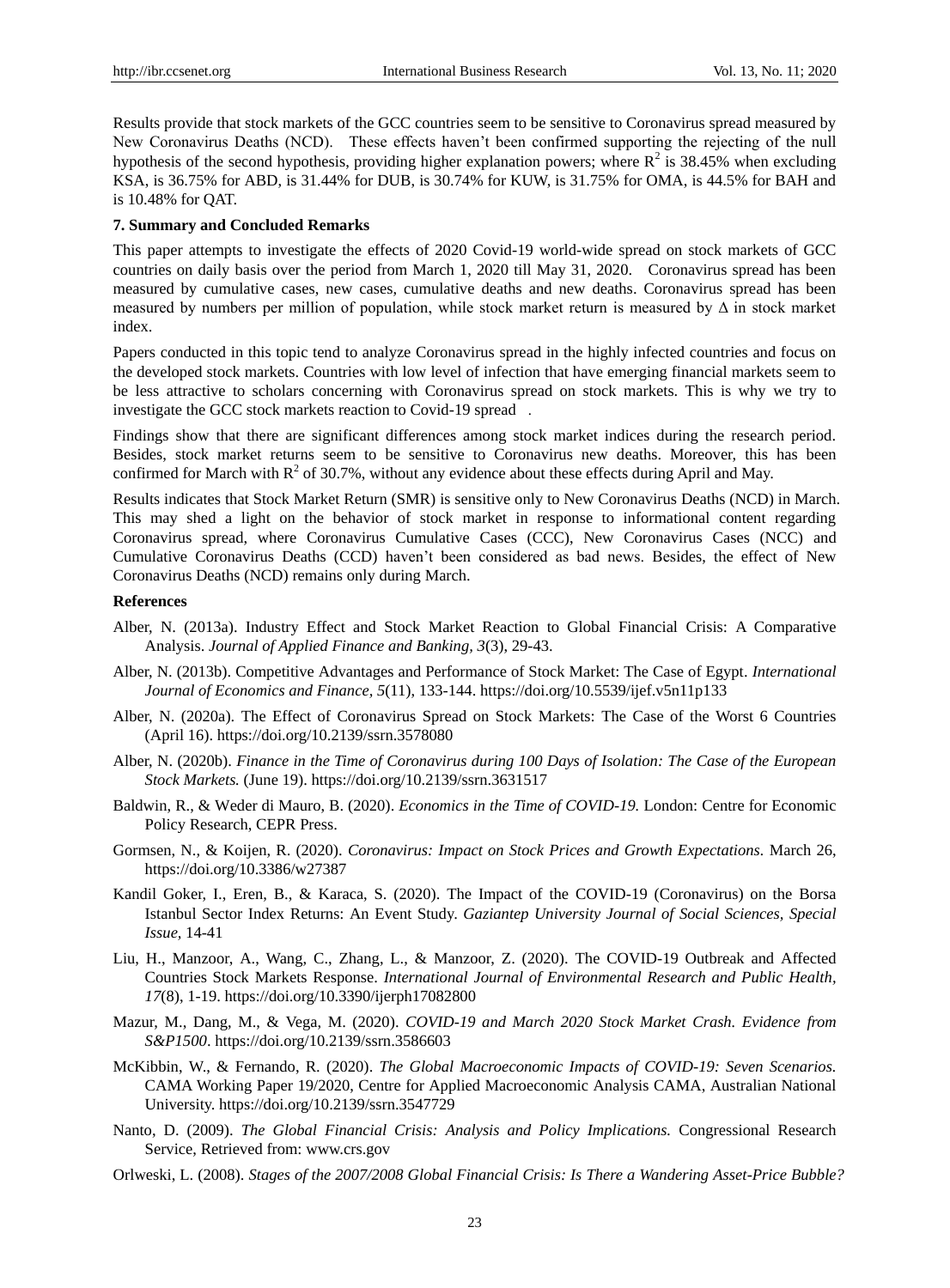Results provide that stock markets of the GCC countries seem to be sensitive to Coronavirus spread measured by New Coronavirus Deaths (NCD). These effects haven't been confirmed supporting the rejecting of the null hypothesis of the second hypothesis, providing higher explanation powers; where $R^2$ is 38.45% when excluding KSA, is 36.75% for ABD, is 31.44% for DUB, is 30.74% for KUW, is 31.75% for OMA, is 44.5% for BAH and is 10.48% for QAT.

### 7. Summary and Concluded Remarks

This paper attempts to investigate the effects of 2020 Covid-19 world-wide spread on stock markets of GCC countries on daily basis over the period from March 1, 2020 till May 31, 2020. Coronavirus spread has been measured by cumulative cases, new cases, cumulative deaths and new deaths. Coronavirus spread has been measured by numbers per million of population, while stock market return is measured by $\Delta$ in stock market index.

Papers conducted in this topic tend to analyze Coronavirus spread in the highly infected countries and focus on the developed stock markets. Countries with low level of infection that have emerging financial markets seem to be less attractive to scholars concerning with Coronavirus spread on stock markets. This is why we try to investigate the GCC stock markets reaction to Covid-19 spread .

Findings show that there are significant differences among stock market indices during the research period. Besides, stock market returns seem to be sensitive to Coronavirus new deaths. Moreover, this has been confirmed for March with $R^2$ of 30.7%, without any evidence about these effects during April and May.

Results indicates that Stock Market Return (SMR) is sensitive only to New Coronavirus Deaths (NCD) in March. This may shed a light on the behavior of stock market in response to informational content regarding Coronavirus spread, where Coronavirus Cumulative Cases (CCC), New Coronavirus Cases (NCC) and Cumulative Coronavirus Deaths (CCD) haven't been considered as bad news. Besides, the effect of New Coronavirus Deaths (NCD) remains only during March.

### References

Alber, N. (2013a). Industry Effect and Stock Market Reaction to Global Financial Crisis: A Comparative Analysis. *Journal of Applied Finance and Banking, 3*(3), 29-43.

Alber, N. (2013b). Competitive Advantages and Performance of Stock Market: The Case of Egypt. *International Journal of Economics and Finance, 5*(11), 133-144. https://doi.org/10.5539/ijef.v5n11p133

Alber, N. (2020a). The Effect of Coronavirus Spread on Stock Markets: The Case of the Worst 6 Countries (April 16). https://doi.org/10.2139/ssrn.3578080

Alber, N. (2020b). *Finance in the Time of Coronavirus during 100 Days of Isolation: The Case of the European Stock Markets.* (June 19). https://doi.org/10.2139/ssrn.3631517

Baldwin, R., & Weder di Mauro, B. (2020). *Economics in the Time of COVID-19.* London: Centre for Economic Policy Research, CEPR Press.

Gormsen, N., & Koijen, R. (2020). *Coronavirus: Impact on Stock Prices and Growth Expectations.* March 26, https://doi.org/10.3386/w27387

Kandil Goker, I., Eren, B., & Karaca, S. (2020). The Impact of the COVID-19 (Coronavirus) on the Borsa Istanbul Sector Index Returns: An Event Study. *Gaziantep University Journal of Social Sciences, Special Issue,* 14-41

Liu, H., Manzoor, A., Wang, C., Zhang, L., & Manzoor, Z. (2020). The COVID-19 Outbreak and Affected Countries Stock Markets Response. *International Journal of Environmental Research and Public Health, 17*(8), 1-19. https://doi.org/10.3390/ijerph17082800

Mazur, M., Dang, M., & Vega, M. (2020). *COVID-19 and March 2020 Stock Market Crash. Evidence from S&P1500*. https://doi.org/10.2139/ssrn.3586603

McKibbin, W., & Fernando, R. (2020). *The Global Macroeconomic Impacts of COVID-19: Seven Scenarios.* CAMA Working Paper 19/2020, Centre for Applied Macroeconomic Analysis CAMA, Australian National University. https://doi.org/10.2139/ssrn.3547729

Nanto, D. (2009). *The Global Financial Crisis: Analysis and Policy Implications.* Congressional Research Service, Retrieved from: www.crs.gov

Orlweski, L. (2008). *Stages of the 2007/2008 Global Financial Crisis: Is There a Wandering Asset-Price Bubble?*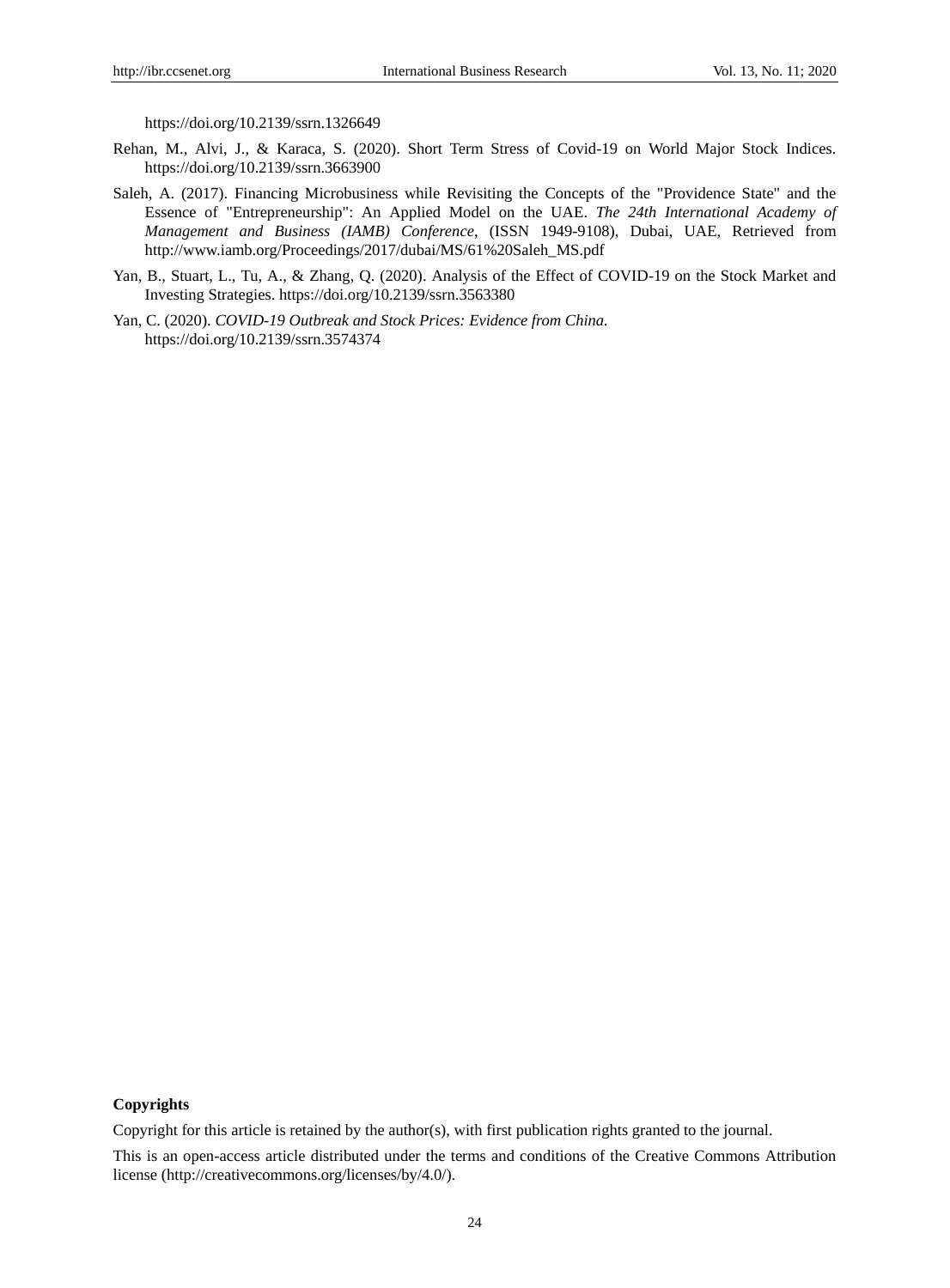https://doi.org/10.2139/ssrn.1326649

Rehan, M., Alvi, J., & Karaca, S. (2020). Short Term Stress of Covid-19 on World Major Stock Indices. https://doi.org/10.2139/ssrn.3663900

Saleh, A. (2017). Financing Microbusiness while Revisiting the Concepts of the "Providence State" and the Essence of "Entrepreneurship": An Applied Model on the UAE. *The 24th International Academy of Management and Business (IAMB) Conference,* (ISSN 1949-9108), Dubai, UAE, Retrieved from http://www.iamb.org/Proceedings/2017/dubai/MS/61%20Saleh_MS.pdf

Yan, B., Stuart, L., Tu, A., & Zhang, Q. (2020). Analysis of the Effect of COVID-19 on the Stock Market and Investing Strategies. https://doi.org/10.2139/ssrn.3563380

Yan, C. (2020). *COVID-19 Outbreak and Stock Prices: Evidence from China.* https://doi.org/10.2139/ssrn.3574374

**Copyrights**

Copyright for this article is retained by the author(s), with first publication rights granted to the journal.

This is an open-access article distributed under the terms and conditions of the Creative Commons Attribution license (http://creativecommons.org/licenses/by/4.0/).